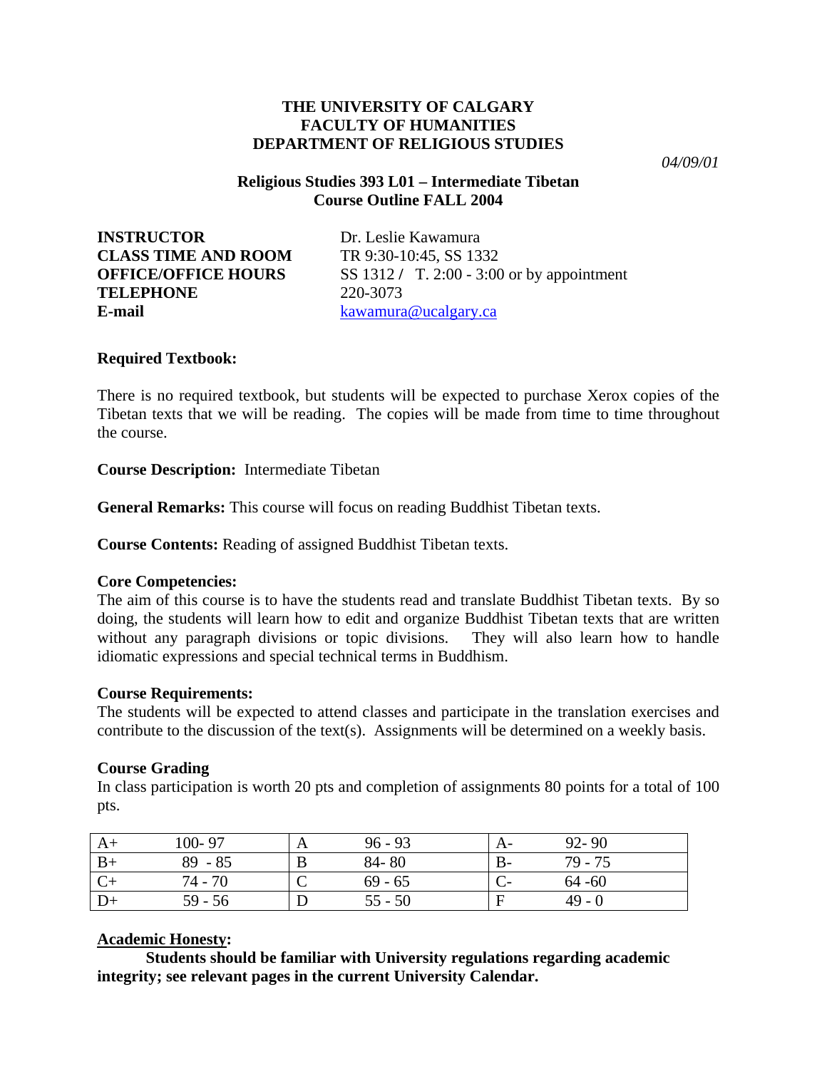**THE UNIVERSITY OF CALGARY**
**FACULTY OF HUMANITIES**
**DEPARTMENT OF RELIGIOUS STUDIES**

*04/09/01*

**Religious Studies 393 L01 – Intermediate Tibetan**
**Course Outline FALL 2004**

**INSTRUCTOR** Dr. Leslie Kawamura
**CLASS TIME AND ROOM** TR 9:30-10:45, SS 1332
**OFFICE/OFFICE HOURS** SS 1312 / T. 2:00 - 3:00 or by appointment
**TELEPHONE** 220-3073
**E-mail** kawamura@ucalgary.ca

**Required Textbook:**

There is no required textbook, but students will be expected to purchase Xerox copies of the Tibetan texts that we will be reading. The copies will be made from time to time throughout the course.

**Course Description:** Intermediate Tibetan

**General Remarks:** This course will focus on reading Buddhist Tibetan texts.

**Course Contents:** Reading of assigned Buddhist Tibetan texts.

**Core Competencies:**
The aim of this course is to have the students read and translate Buddhist Tibetan texts. By so doing, the students will learn how to edit and organize Buddhist Tibetan texts that are written without any paragraph divisions or topic divisions. They will also learn how to handle idiomatic expressions and special technical terms in Buddhism.

**Course Requirements:**
The students will be expected to attend classes and participate in the translation exercises and contribute to the discussion of the text(s). Assignments will be determined on a weekly basis.

**Course Grading**
In class participation is worth 20 pts and completion of assignments 80 points for a total of 100 pts.

| A+ | 100- 97 | A | 96 - 93 | A- | 92- 90 |
|---|---|---|---|---|---|
| B+ | 89 - 85 | B | 84- 80 | B- | 79 - 75 |
| C+ | 74 - 70 | C | 69 - 65 | C- | 64 -60 |
| D+ | 59 - 56 | D | 55 - 50 | F | 49 - 0 |

**Academic Honesty:**

**Students should be familiar with University regulations regarding academic integrity; see relevant pages in the current University Calendar.**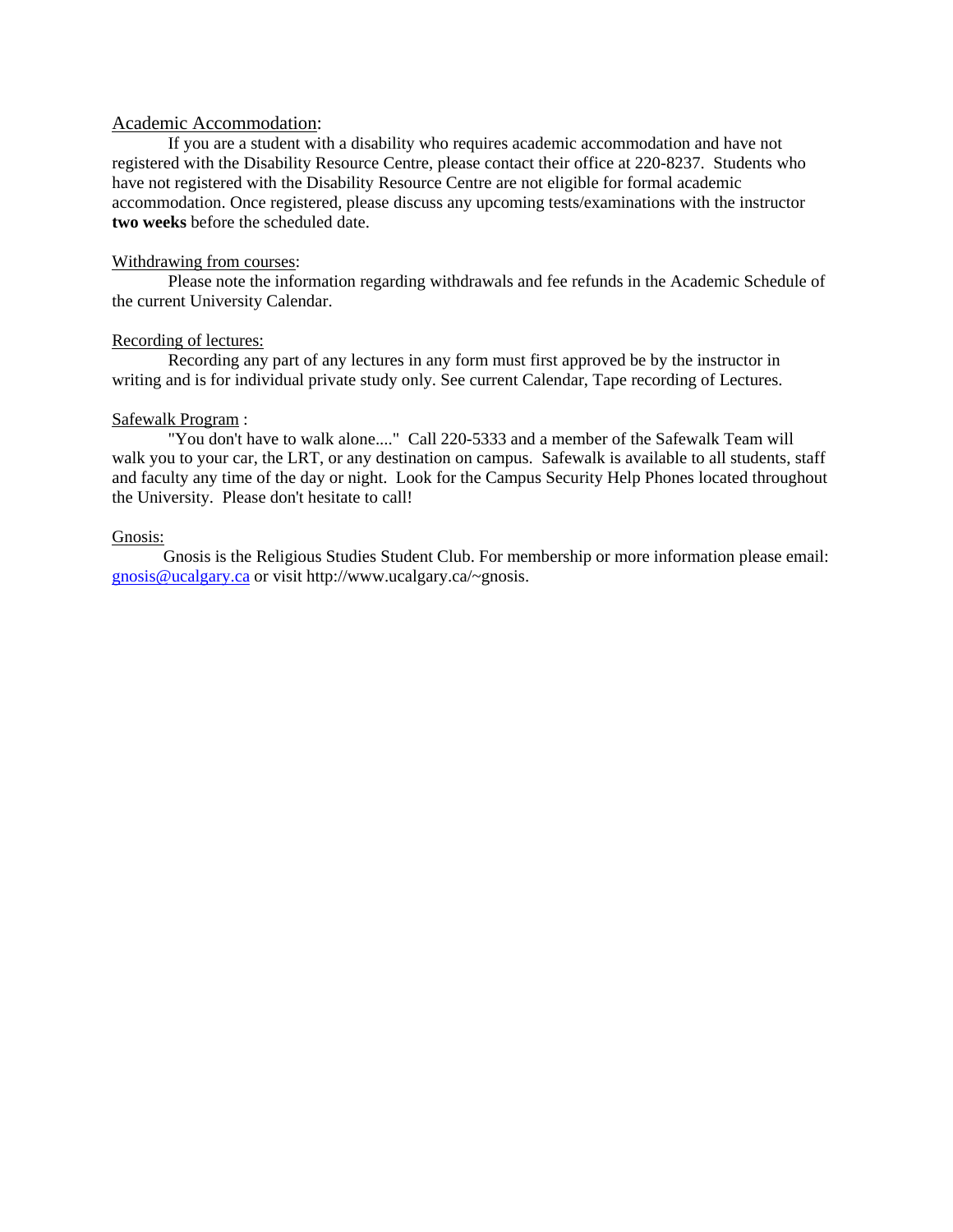Academic Accommodation:

If you are a student with a disability who requires academic accommodation and have not registered with the Disability Resource Centre, please contact their office at 220-8237. Students who have not registered with the Disability Resource Centre are not eligible for formal academic accommodation. Once registered, please discuss any upcoming tests/examinations with the instructor **two weeks** before the scheduled date.

Withdrawing from courses:

Please note the information regarding withdrawals and fee refunds in the Academic Schedule of the current University Calendar.

Recording of lectures:

Recording any part of any lectures in any form must first approved be by the instructor in writing and is for individual private study only. See current Calendar, Tape recording of Lectures.

Safewalk Program :

"You don't have to walk alone...." Call 220-5333 and a member of the Safewalk Team will walk you to your car, the LRT, or any destination on campus. Safewalk is available to all students, staff and faculty any time of the day or night. Look for the Campus Security Help Phones located throughout the University. Please don't hesitate to call!

Gnosis:

Gnosis is the Religious Studies Student Club. For membership or more information please email: gnosis@ucalgary.ca or visit http://www.ucalgary.ca/~gnosis.